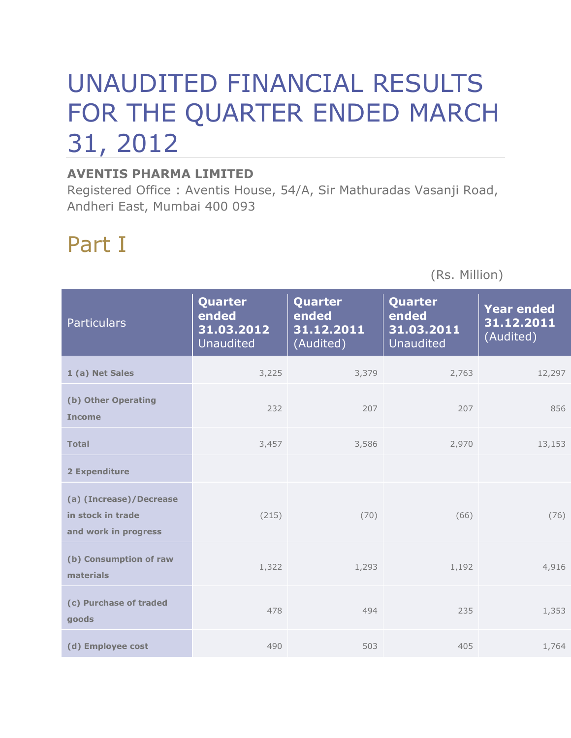# UNAUDITED FINANCIAL RESULTS FOR THE QUARTER ENDED MARCH 31, 2012

**AVENTIS PHARMA LIMITED**

Registered Office : Aventis House, 54/A, Sir Mathuradas Vasanji Road, Andheri East, Mumbai 400 093

## Part I

(Rs. Million)

| Particulars | Quarter ended 31.03.2012 Unaudited | Quarter ended 31.12.2011 (Audited) | Quarter ended 31.03.2011 Unaudited | Year ended 31.12.2011 (Audited) |
|---|---|---|---|---|
| **1 (a) Net Sales** | 3,225 | 3,379 | 2,763 | 12,297 |
| **(b) Other Operating Income** | 232 | 207 | 207 | 856 |
| **Total** | 3,457 | 3,586 | 2,970 | 13,153 |
| **2 Expenditure** | | | | |
| **(a) (Increase)/Decrease in stock in trade and work in progress** | (215) | (70) | (66) | (76) |
| **(b) Consumption of raw materials** | 1,322 | 1,293 | 1,192 | 4,916 |
| **(c) Purchase of traded goods** | 478 | 494 | 235 | 1,353 |
| **(d) Employee cost** | 490 | 503 | 405 | 1,764 |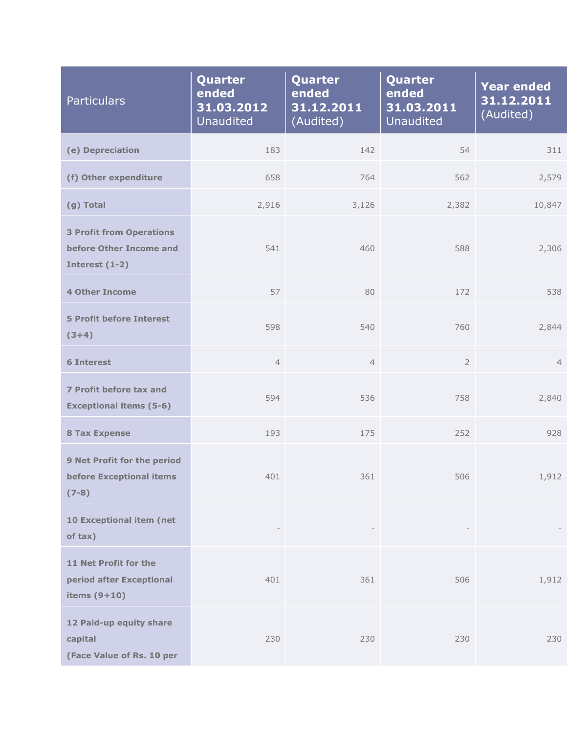| Particulars | Quarter ended 31.03.2012 Unaudited | Quarter ended 31.12.2011 (Audited) | Quarter ended 31.03.2011 Unaudited | Year ended 31.12.2011 (Audited) |
|---|---|---|---|---|
| **(e) Depreciation** | 183 | 142 | 54 | 311 |
| **(f) Other expenditure** | 658 | 764 | 562 | 2,579 |
| **(g) Total** | 2,916 | 3,126 | 2,382 | 10,847 |
| **3 Profit from Operations before Other Income and Interest (1-2)** | 541 | 460 | 588 | 2,306 |
| **4 Other Income** | 57 | 80 | 172 | 538 |
| **5 Profit before Interest (3+4)** | 598 | 540 | 760 | 2,844 |
| **6 Interest** | 4 | 4 | 2 | 4 |
| **7 Profit before tax and Exceptional items (5-6)** | 594 | 536 | 758 | 2,840 |
| **8 Tax Expense** | 193 | 175 | 252 | 928 |
| **9 Net Profit for the period before Exceptional items (7-8)** | 401 | 361 | 506 | 1,912 |
| **10 Exceptional item (net of tax)** | - | - | - | - |
| **11 Net Profit for the period after Exceptional items (9+10)** | 401 | 361 | 506 | 1,912 |
| **12 Paid-up equity share capital (Face Value of Rs. 10 per** | 230 | 230 | 230 | 230 |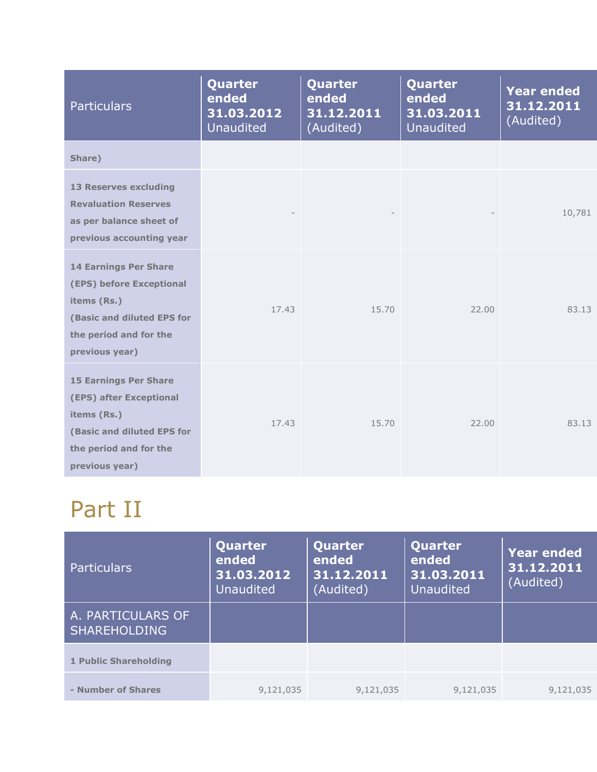| Particulars | Quarter ended 31.03.2012 Unaudited | Quarter ended 31.12.2011 (Audited) | Quarter ended 31.03.2011 Unaudited | Year ended 31.12.2011 (Audited) |
|---|---|---|---|---|
| **Share)** | | | | |
| **13 Reserves excluding Revaluation Reserves as per balance sheet of previous accounting year** | - | - | - | 10,781 |
| **14 Earnings Per Share (EPS) before Exceptional items (Rs.) (Basic and diluted EPS for the period and for the previous year)** | 17.43 | 15.70 | 22.00 | 83.13 |
| **15 Earnings Per Share (EPS) after Exceptional items (Rs.) (Basic and diluted EPS for the period and for the previous year)** | 17.43 | 15.70 | 22.00 | 83.13 |

# Part II

| Particulars | Quarter ended 31.03.2012 Unaudited | Quarter ended 31.12.2011 (Audited) | Quarter ended 31.03.2011 Unaudited | Year ended 31.12.2011 (Audited) |
|---|---|---|---|---|
| A. PARTICULARS OF SHAREHOLDING | | | | |
| **1 Public Shareholding** | | | | |
| **- Number of Shares** | 9,121,035 | 9,121,035 | 9,121,035 | 9,121,035 |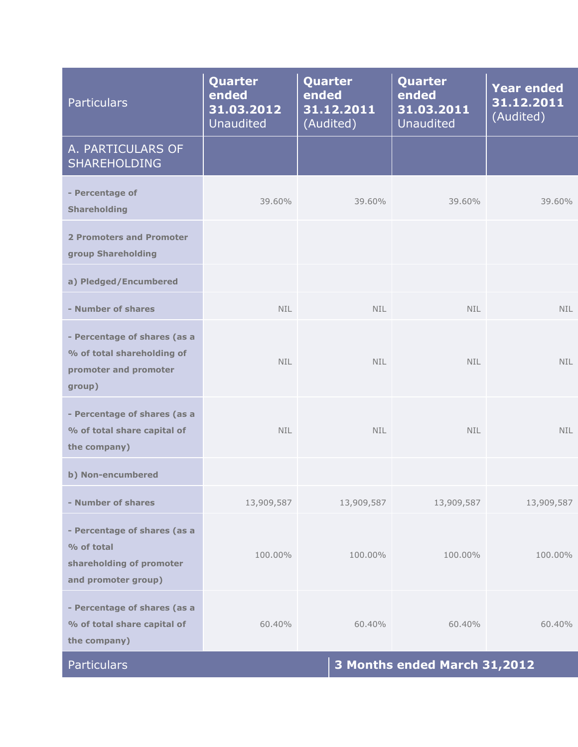| Particulars | Quarter ended 31.03.2012 Unaudited | Quarter ended 31.12.2011 (Audited) | Quarter ended 31.03.2011 Unaudited | Year ended 31.12.2011 (Audited) |
|---|---|---|---|---|
| A. PARTICULARS OF SHAREHOLDING | | | | |
| **- Percentage of Shareholding** | 39.60% | 39.60% | 39.60% | 39.60% |
| **2 Promoters and Promoter group Shareholding** | | | | |
| **a) Pledged/Encumbered** | | | | |
| **- Number of shares** | NIL | NIL | NIL | NIL |
| **- Percentage of shares (as a % of total shareholding of promoter and promoter group)** | NIL | NIL | NIL | NIL |
| **- Percentage of shares (as a % of total share capital of the company)** | NIL | NIL | NIL | NIL |
| **b) Non-encumbered** | | | | |
| **- Number of shares** | 13,909,587 | 13,909,587 | 13,909,587 | 13,909,587 |
| **- Percentage of shares (as a % of total shareholding of promoter and promoter group)** | 100.00% | 100.00% | 100.00% | 100.00% |
| **- Percentage of shares (as a % of total share capital of the company)** | 60.40% | 60.40% | 60.40% | 60.40% |

| Particulars | 3 Months ended March 31,2012 |
|---|---|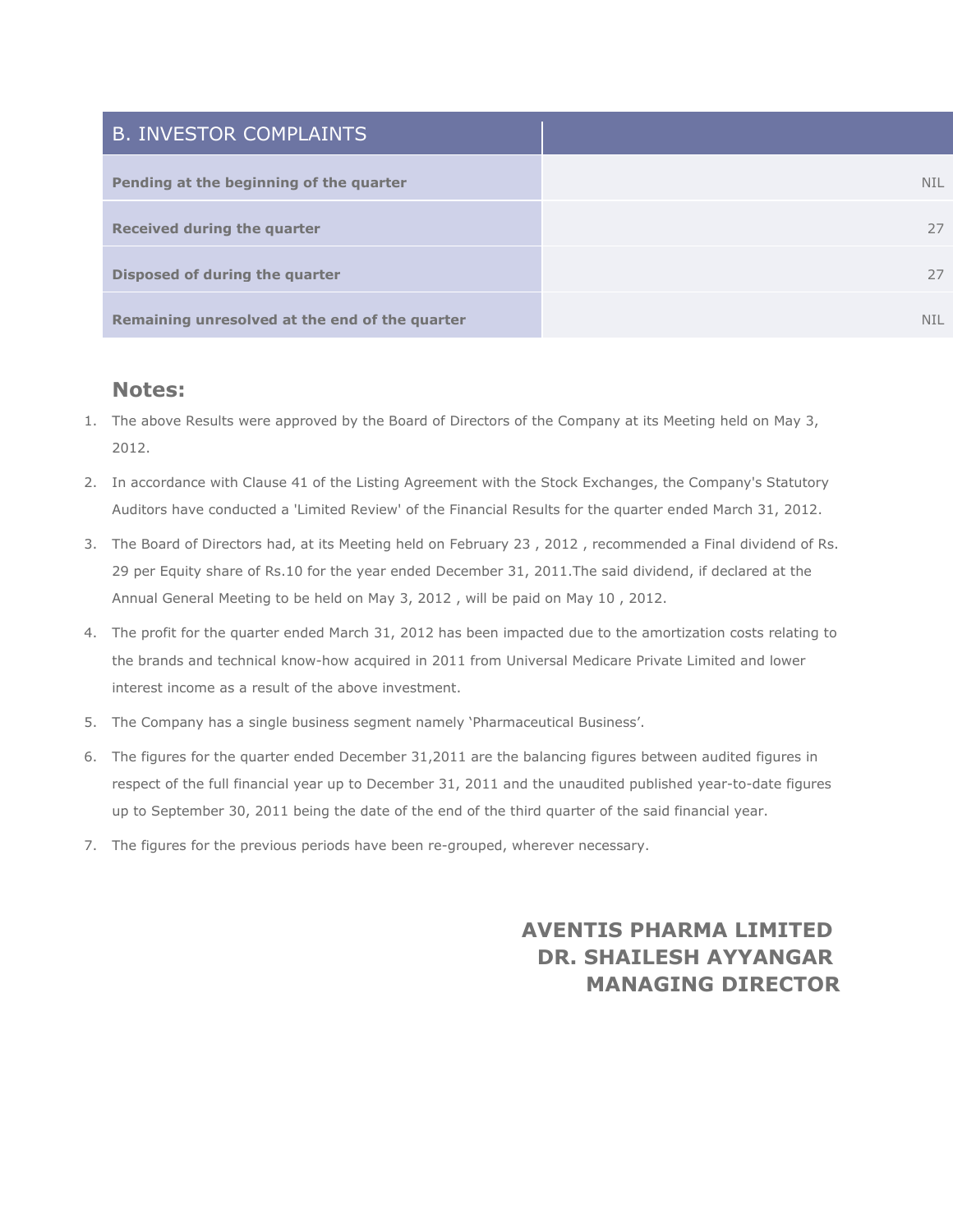| B. INVESTOR COMPLAINTS | |
|---|---|
| **Pending at the beginning of the quarter** | NIL |
| **Received during the quarter** | 27 |
| **Disposed of during the quarter** | 27 |
| **Remaining unresolved at the end of the quarter** | NIL |

## Notes:

1. The above Results were approved by the Board of Directors of the Company at its Meeting held on May 3, 2012.
2. In accordance with Clause 41 of the Listing Agreement with the Stock Exchanges, the Company's Statutory Auditors have conducted a 'Limited Review' of the Financial Results for the quarter ended March 31, 2012.
3. The Board of Directors had, at its Meeting held on February 23 , 2012 , recommended a Final dividend of Rs. 29 per Equity share of Rs.10 for the year ended December 31, 2011.The said dividend, if declared at the Annual General Meeting to be held on May 3, 2012 , will be paid on May 10 , 2012.
4. The profit for the quarter ended March 31, 2012 has been impacted due to the amortization costs relating to the brands and technical know-how acquired in 2011 from Universal Medicare Private Limited and lower interest income as a result of the above investment.
5. The Company has a single business segment namely 'Pharmaceutical Business'.
6. The figures for the quarter ended December 31,2011 are the balancing figures between audited figures in respect of the full financial year up to December 31, 2011 and the unaudited published year-to-date figures up to September 30, 2011 being the date of the end of the third quarter of the said financial year.
7. The figures for the previous periods have been re-grouped, wherever necessary.

**AVENTIS PHARMA LIMITED**
**DR. SHAILESH AYYANGAR**
**MANAGING DIRECTOR**